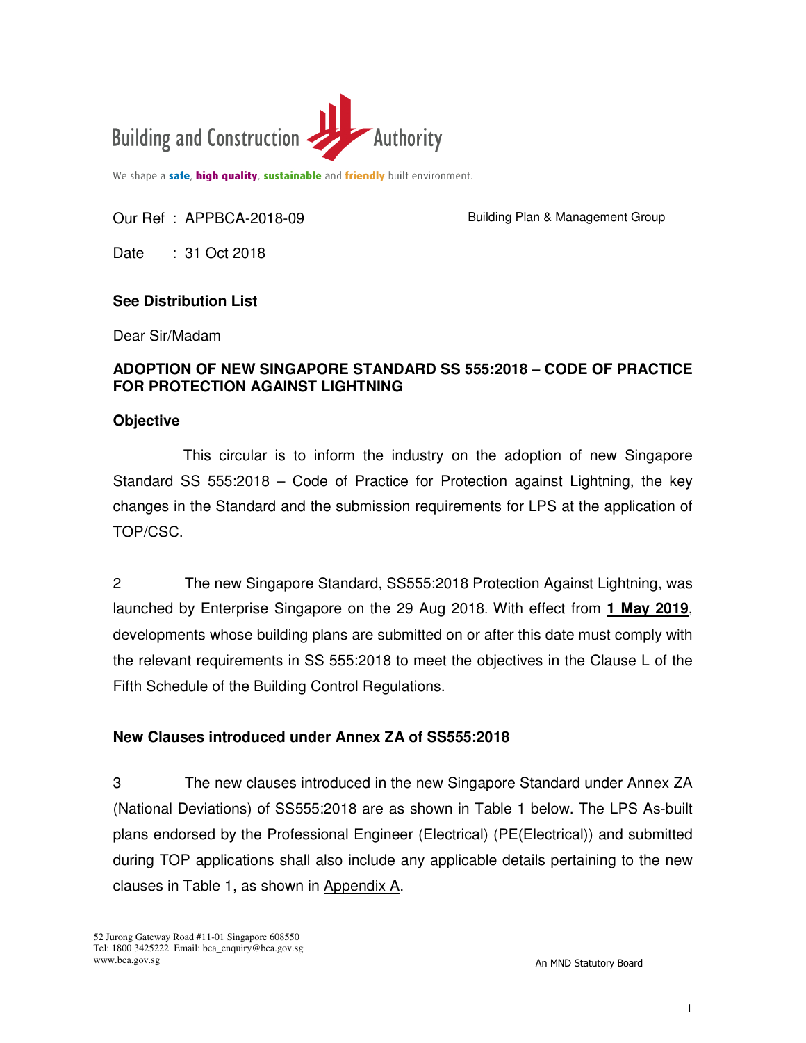Building and Construction Authority

We shape a **safe**, **high quality**, **sustainable** and **friendly** built environment.

Our Ref : APPBCA-2018-09

Building Plan & Management Group

Date : 31 Oct 2018

**See Distribution List**

Dear Sir/Madam

**ADOPTION OF NEW SINGAPORE STANDARD SS 555:2018 – CODE OF PRACTICE FOR PROTECTION AGAINST LIGHTNING**

**Objective**

This circular is to inform the industry on the adoption of new Singapore Standard SS 555:2018 – Code of Practice for Protection against Lightning, the key changes in the Standard and the submission requirements for LPS at the application of TOP/CSC.

2 The new Singapore Standard, SS555:2018 Protection Against Lightning, was launched by Enterprise Singapore on the 29 Aug 2018. With effect from **1 May 2019**, developments whose building plans are submitted on or after this date must comply with the relevant requirements in SS 555:2018 to meet the objectives in the Clause L of the Fifth Schedule of the Building Control Regulations.

**New Clauses introduced under Annex ZA of SS555:2018**

3 The new clauses introduced in the new Singapore Standard under Annex ZA (National Deviations) of SS555:2018 are as shown in Table 1 below. The LPS As-built plans endorsed by the Professional Engineer (Electrical) (PE(Electrical)) and submitted during TOP applications shall also include any applicable details pertaining to the new clauses in Table 1, as shown in Appendix A.

52 Jurong Gateway Road #11-01 Singapore 608550
Tel: 1800 3425222 Email: bca_enquiry@bca.gov.sg
www.bca.gov.sg

An MND Statutory Board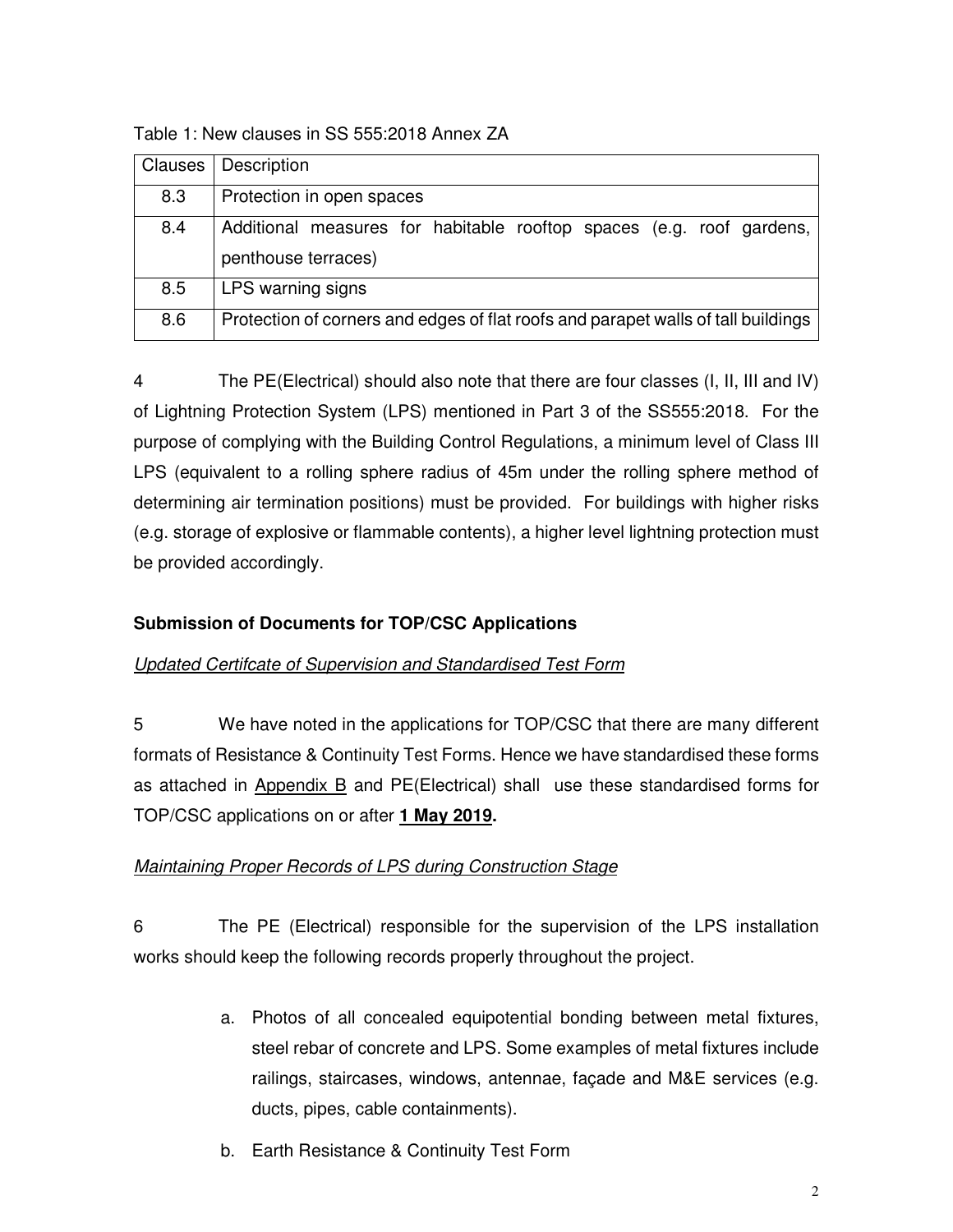Table 1: New clauses in SS 555:2018 Annex ZA

| Clauses | Description |
| --- | --- |
| 8.3 | Protection in open spaces |
| 8.4 | Additional measures for habitable rooftop spaces (e.g. roof gardens, penthouse terraces) |
| 8.5 | LPS warning signs |
| 8.6 | Protection of corners and edges of flat roofs and parapet walls of tall buildings |

4 The PE(Electrical) should also note that there are four classes (I, II, III and IV) of Lightning Protection System (LPS) mentioned in Part 3 of the SS555:2018. For the purpose of complying with the Building Control Regulations, a minimum level of Class III LPS (equivalent to a rolling sphere radius of 45m under the rolling sphere method of determining air termination positions) must be provided. For buildings with higher risks (e.g. storage of explosive or flammable contents), a higher level lightning protection must be provided accordingly.

**Submission of Documents for TOP/CSC Applications**

*Updated Certifcate of Supervision and Standardised Test Form*

5 We have noted in the applications for TOP/CSC that there are many different formats of Resistance & Continuity Test Forms. Hence we have standardised these forms as attached in Appendix B and PE(Electrical) shall use these standardised forms for TOP/CSC applications on or after **1 May 2019.**

*Maintaining Proper Records of LPS during Construction Stage*

6 The PE (Electrical) responsible for the supervision of the LPS installation works should keep the following records properly throughout the project.

a. Photos of all concealed equipotential bonding between metal fixtures, steel rebar of concrete and LPS. Some examples of metal fixtures include railings, staircases, windows, antennae, façade and M&E services (e.g. ducts, pipes, cable containments).

b. Earth Resistance & Continuity Test Form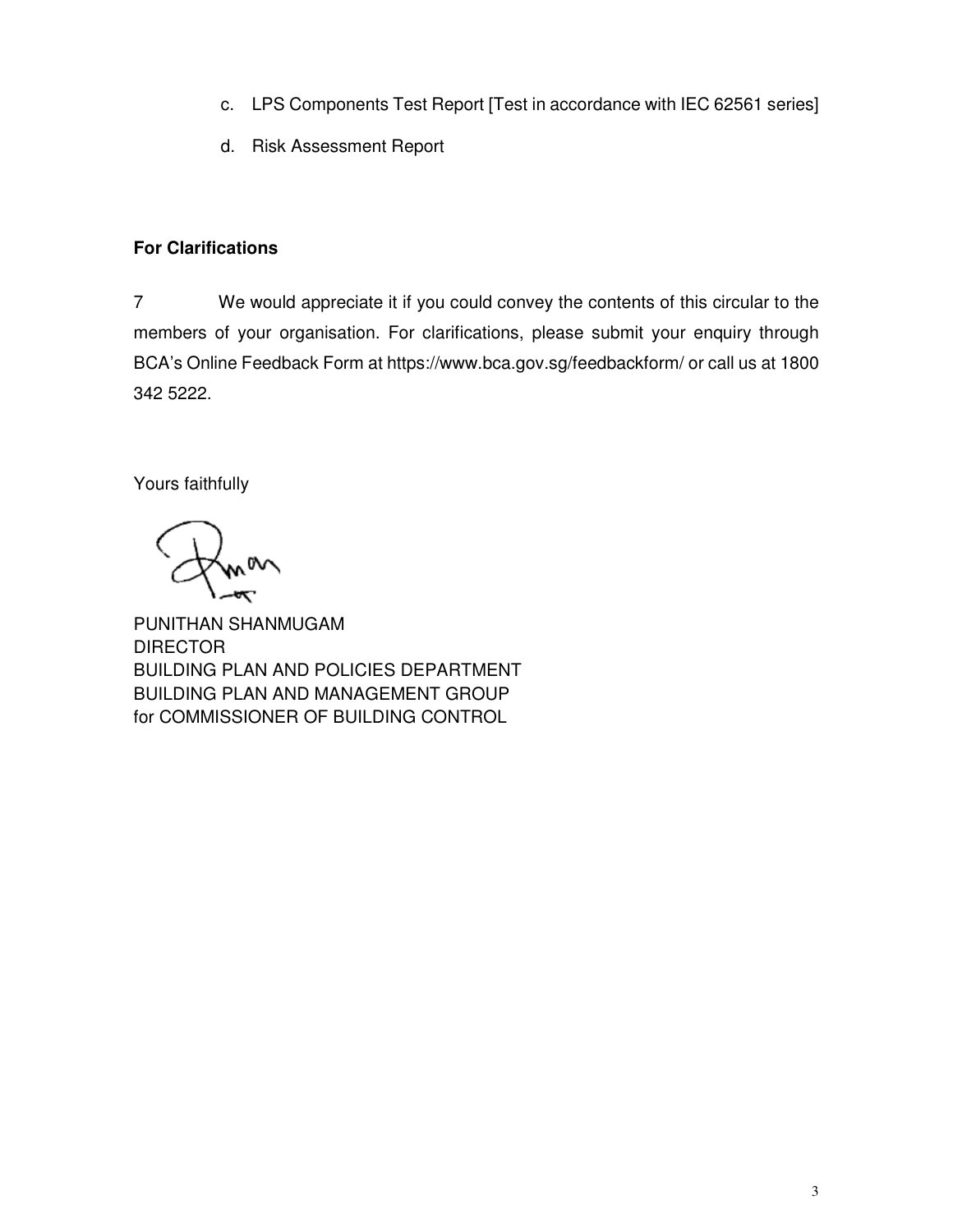c. LPS Components Test Report [Test in accordance with IEC 62561 series]

d. Risk Assessment Report

**For Clarifications**

7 We would appreciate it if you could convey the contents of this circular to the members of your organisation. For clarifications, please submit your enquiry through BCA's Online Feedback Form at https://www.bca.gov.sg/feedbackform/ or call us at 1800 342 5222.

Yours faithfully

PUNITHAN SHANMUGAM
DIRECTOR
BUILDING PLAN AND POLICIES DEPARTMENT
BUILDING PLAN AND MANAGEMENT GROUP
for COMMISSIONER OF BUILDING CONTROL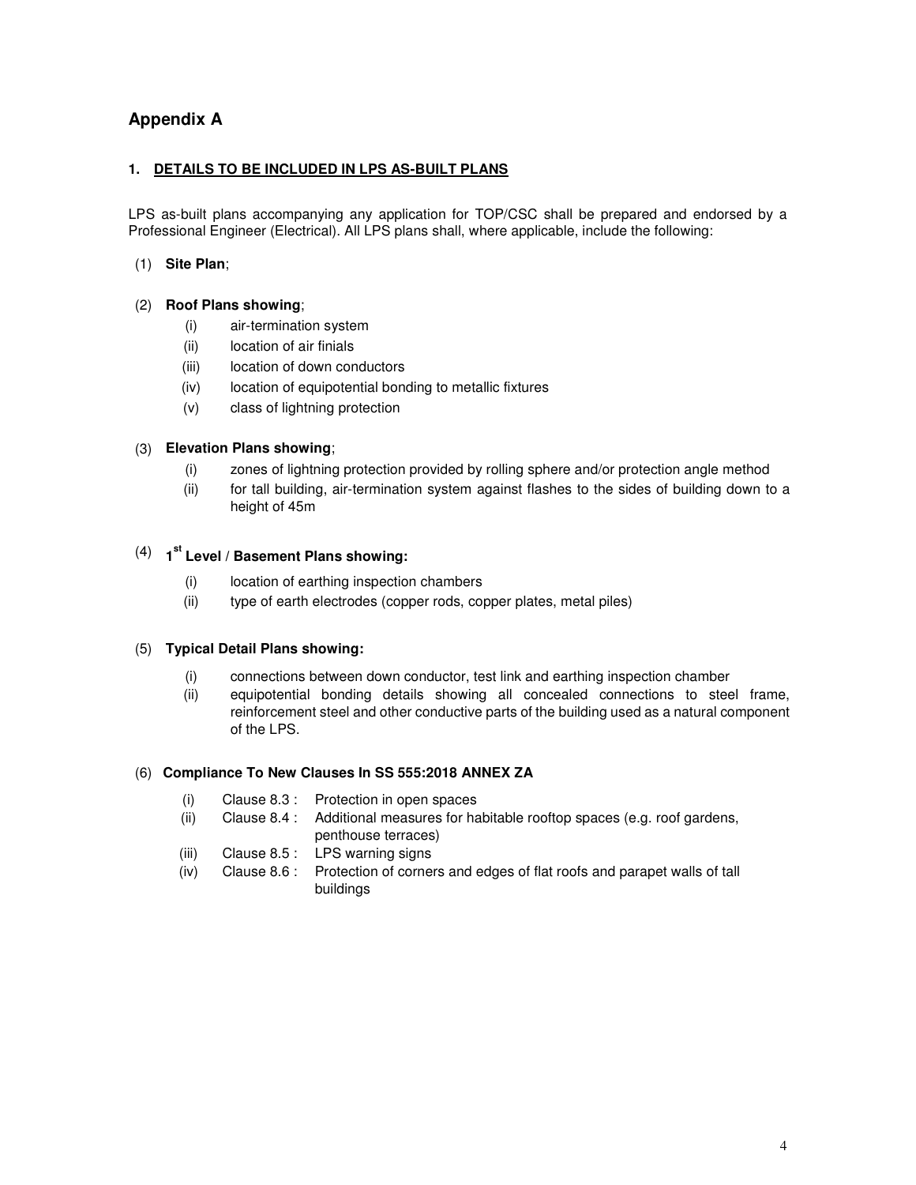## Appendix A

### 1. DETAILS TO BE INCLUDED IN LPS AS-BUILT PLANS

LPS as-built plans accompanying any application for TOP/CSC shall be prepared and endorsed by a Professional Engineer (Electrical). All LPS plans shall, where applicable, include the following:

(1) **Site Plan**;

(2) **Roof Plans showing**;

- (i) air-termination system
- (ii) location of air finials
- (iii) location of down conductors
- (iv) location of equipotential bonding to metallic fixtures
- (v) class of lightning protection

(3) **Elevation Plans showing**;

- (i) zones of lightning protection provided by rolling sphere and/or protection angle method
- (ii) for tall building, air-termination system against flashes to the sides of building down to a height of 45m

(4) **1st Level / Basement Plans showing:**

- (i) location of earthing inspection chambers
- (ii) type of earth electrodes (copper rods, copper plates, metal piles)

(5) **Typical Detail Plans showing:**

- (i) connections between down conductor, test link and earthing inspection chamber
- (ii) equipotential bonding details showing all concealed connections to steel frame, reinforcement steel and other conductive parts of the building used as a natural component of the LPS.

(6) **Compliance To New Clauses In SS 555:2018 ANNEX ZA**

- (i) Clause 8.3 : Protection in open spaces
- (ii) Clause 8.4 : Additional measures for habitable rooftop spaces (e.g. roof gardens, penthouse terraces)
- (iii) Clause 8.5 : LPS warning signs
- (iv) Clause 8.6 : Protection of corners and edges of flat roofs and parapet walls of tall buildings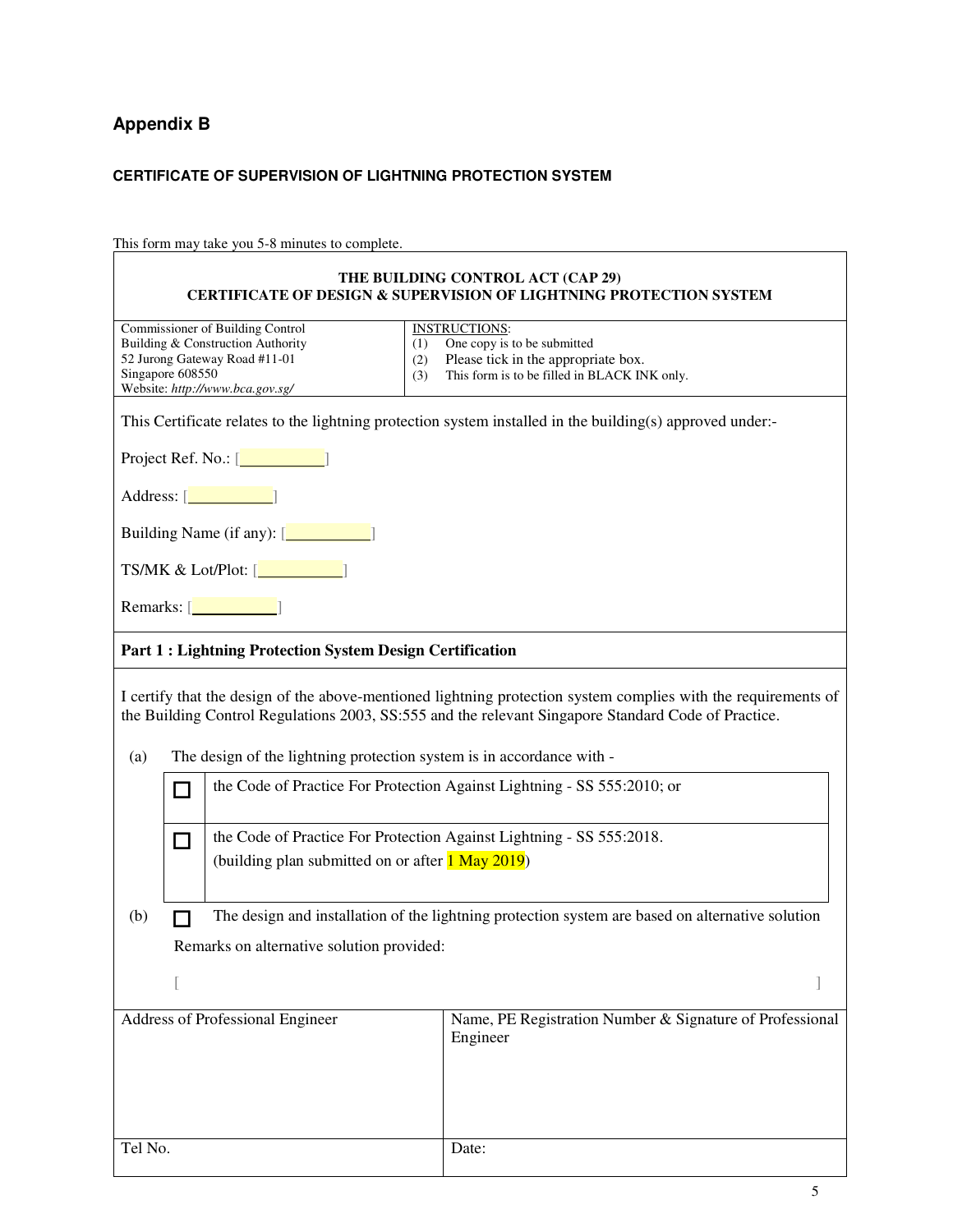## Appendix B

#### CERTIFICATE OF SUPERVISION OF LIGHTNING PROTECTION SYSTEM

This form may take you 5-8 minutes to complete.

**THE BUILDING CONTROL ACT (CAP 29)**
**CERTIFICATE OF DESIGN & SUPERVISION OF LIGHTNING PROTECTION SYSTEM**

| Commissioner of Building Control<br>Building & Construction Authority<br>52 Jurong Gateway Road #11-01<br>Singapore 608550<br>Website: *http://www.bca.gov.sg/* | INSTRUCTIONS:<br>(1) One copy is to be submitted<br>(2) Please tick in the appropriate box.<br>(3) This form is to be filled in BLACK INK only. |
|---|---|

This Certificate relates to the lightning protection system installed in the building(s) approved under:-

Project Ref. No.: [ ]

Address: [ ]

Building Name (if any): [ ]

TS/MK & Lot/Plot: [ ]

Remarks: [ ]

**Part 1 : Lightning Protection System Design Certification**

I certify that the design of the above-mentioned lightning protection system complies with the requirements of the Building Control Regulations 2003, SS:555 and the relevant Singapore Standard Code of Practice.

(a) The design of the lightning protection system is in accordance with -

| | |
|---|---|
| ☐ | the Code of Practice For Protection Against Lightning - SS 555:2010; or |
| ☐ | the Code of Practice For Protection Against Lightning - SS 555:2018.<br>(building plan submitted on or after 1 May 2019) |

(b) ☐ The design and installation of the lightning protection system are based on alternative solution

Remarks on alternative solution provided:

[ ]

| Address of Professional Engineer | Name, PE Registration Number & Signature of Professional Engineer |
|---|---|
| Tel No. | Date: |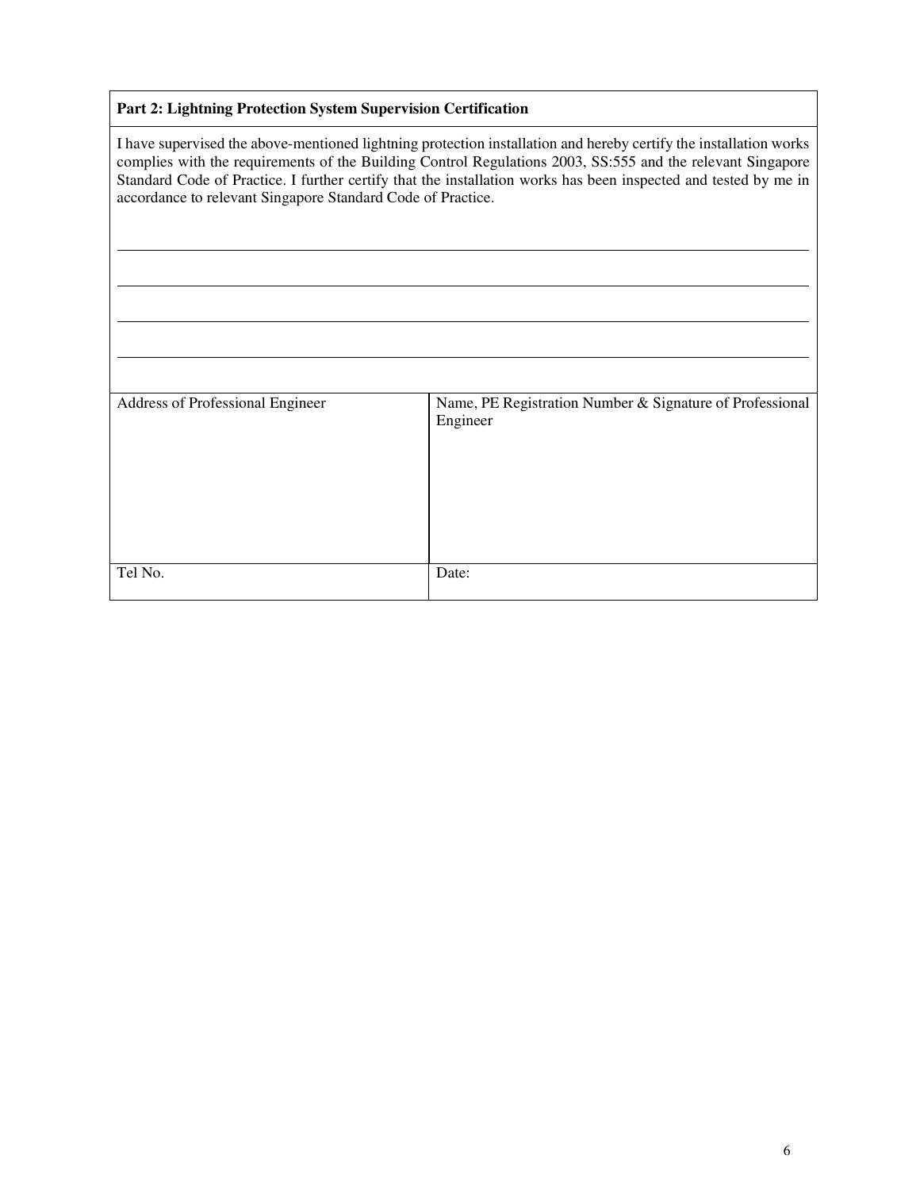| **Part 2: Lightning Protection System Supervision Certification** | |
|---|---|
| I have supervised the above-mentioned lightning protection installation and hereby certify the installation works complies with the requirements of the Building Control Regulations 2003, SS:555 and the relevant Singapore Standard Code of Practice. I further certify that the installation works has been inspected and tested by me in accordance to relevant Singapore Standard Code of Practice.<br><br>\_\_\_\_\_\_\_\_\_\_\_\_\_\_\_\_\_\_\_\_\_\_\_\_\_\_\_\_\_\_\_\_\_\_\_\_\_\_\_\_<br>\_\_\_\_\_\_\_\_\_\_\_\_\_\_\_\_\_\_\_\_\_\_\_\_\_\_\_\_\_\_\_\_\_\_\_\_\_\_\_\_<br>\_\_\_\_\_\_\_\_\_\_\_\_\_\_\_\_\_\_\_\_\_\_\_\_\_\_\_\_\_\_\_\_\_\_\_\_\_\_\_\_<br>\_\_\_\_\_\_\_\_\_\_\_\_\_\_\_\_\_\_\_\_\_\_\_\_\_\_\_\_\_\_\_\_\_\_\_\_\_\_\_\_ | |
| Address of Professional Engineer | Name, PE Registration Number & Signature of Professional Engineer |
| Tel No. | Date: |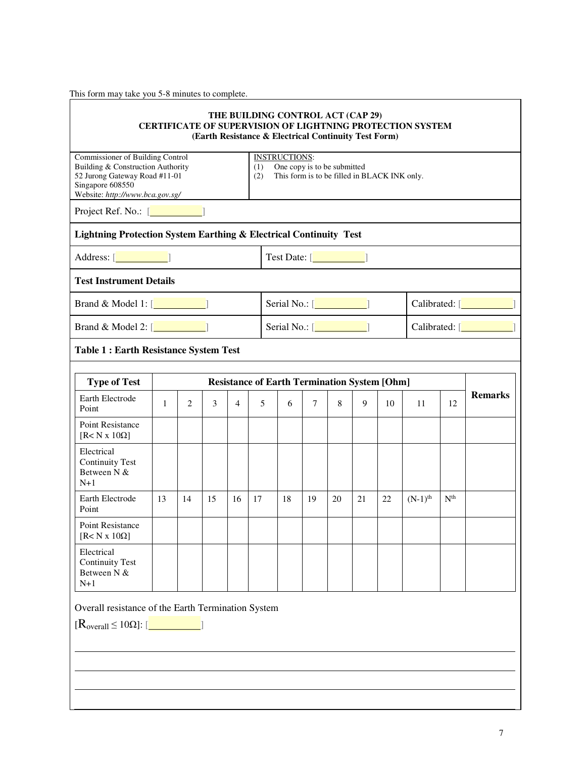This form may take you 5-8 minutes to complete.

**THE BUILDING CONTROL ACT (CAP 29)**
**CERTIFICATE OF SUPERVISION OF LIGHTNING PROTECTION SYSTEM**
**(Earth Resistance & Electrical Continuity Test Form)**

| Commissioner of Building Control<br>Building & Construction Authority<br>52 Jurong Gateway Road #11-01<br>Singapore 608550<br>Website: *http://www.bca.gov.sg/* | INSTRUCTIONS:<br>(1) One copy is to be submitted<br>(2) This form is to be filled in BLACK INK only. |
|---|---|

Project Ref. No.: [__________]

**Lightning Protection System Earthing & Electrical Continuity Test**

| Address: [__________] | Test Date: [__________] |
|---|---|

**Test Instrument Details**

| Brand & Model 1: [__________] | Serial No.: [__________] | Calibrated: [__________] |
|---|---|---|
| Brand & Model 2: [__________] | Serial No.: [__________] | Calibrated: [__________] |

**Table 1 : Earth Resistance System Test**

| Type of Test | Resistance of Earth Termination System [Ohm] | | | | | | | | | | | | Remarks |
|---|---|---|---|---|---|---|---|---|---|---|---|---|---|
| Earth Electrode Point | 1 | 2 | 3 | 4 | 5 | 6 | 7 | 8 | 9 | 10 | 11 | 12 | |
| Point Resistance [R< N x 10Ω] | | | | | | | | | | | | | |
| Electrical Continuity Test Between N & N+1 | | | | | | | | | | | | | |
| Earth Electrode Point | 13 | 14 | 15 | 16 | 17 | 18 | 19 | 20 | 21 | 22 | $(N-1)^{th}$ | $N^{th}$ | |
| Point Resistance [R< N x 10Ω] | | | | | | | | | | | | | |
| Electrical Continuity Test Between N & N+1 | | | | | | | | | | | | | |

Overall resistance of the Earth Termination System

[$R_{overall} \leq 10\Omega$]: [__________]

______________________________________________________________________

______________________________________________________________________

______________________________________________________________________

______________________________________________________________________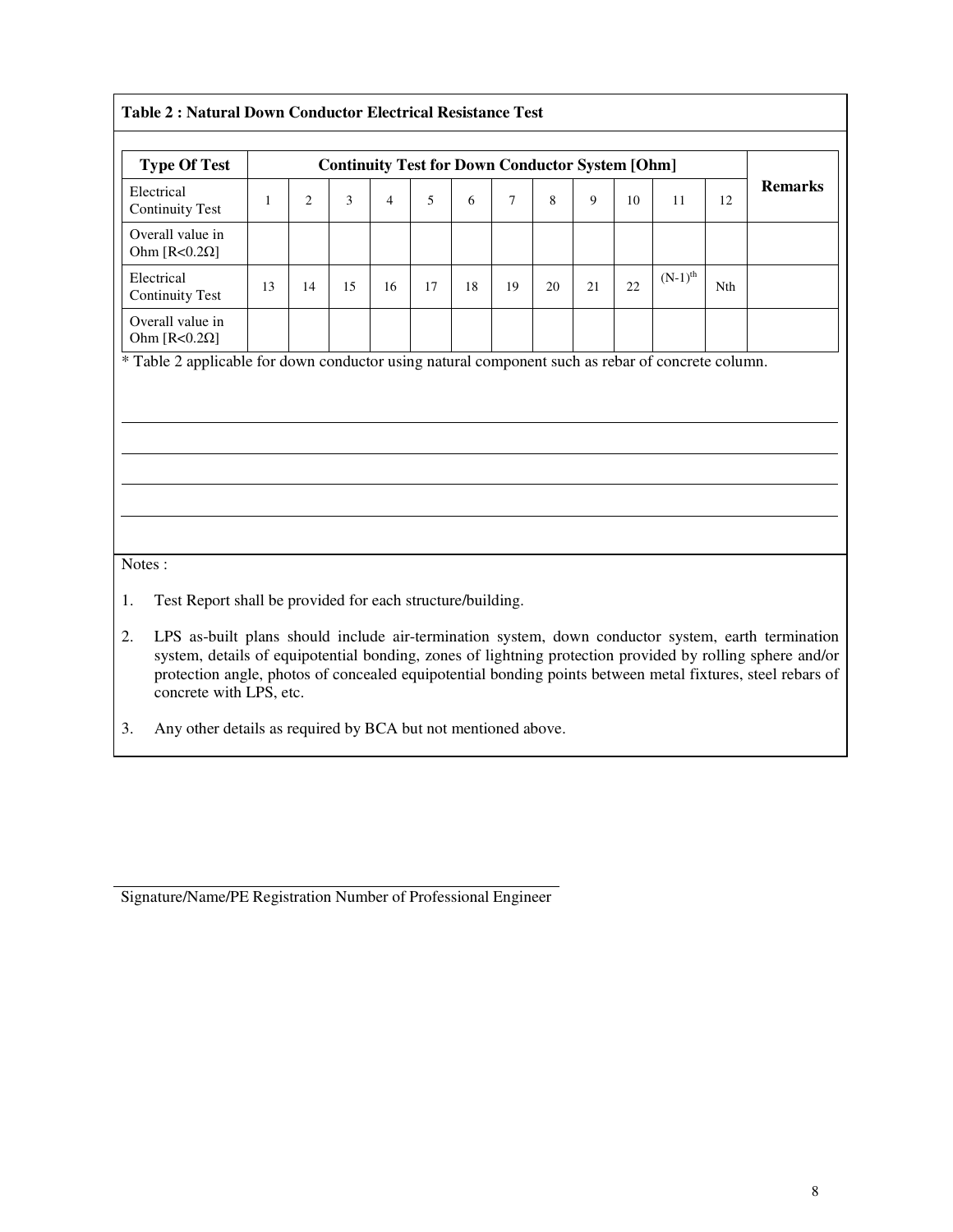**Table 2 : Natural Down Conductor Electrical Resistance Test**

| Type Of Test | Continuity Test for Down Conductor System [Ohm] | | | | | | | | | | | | Remarks |
|---|---|---|---|---|---|---|---|---|---|---|---|---|---|
| Electrical Continuity Test | 1 | 2 | 3 | 4 | 5 | 6 | 7 | 8 | 9 | 10 | 11 | 12 | |
| Overall value in Ohm [R<0.2Ω] | | | | | | | | | | | | | |
| Electrical Continuity Test | 13 | 14 | 15 | 16 | 17 | 18 | 19 | 20 | 21 | 22 | $(N-1)^{th}$ | Nth | |
| Overall value in Ohm [R<0.2Ω] | | | | | | | | | | | | | |

* Table 2 applicable for down conductor using natural component such as rebar of concrete column.

Notes :

1. Test Report shall be provided for each structure/building.
2. LPS as-built plans should include air-termination system, down conductor system, earth termination system, details of equipotential bonding, zones of lightning protection provided by rolling sphere and/or protection angle, photos of concealed equipotential bonding points between metal fixtures, steel rebars of concrete with LPS, etc.
3. Any other details as required by BCA but not mentioned above.

Signature/Name/PE Registration Number of Professional Engineer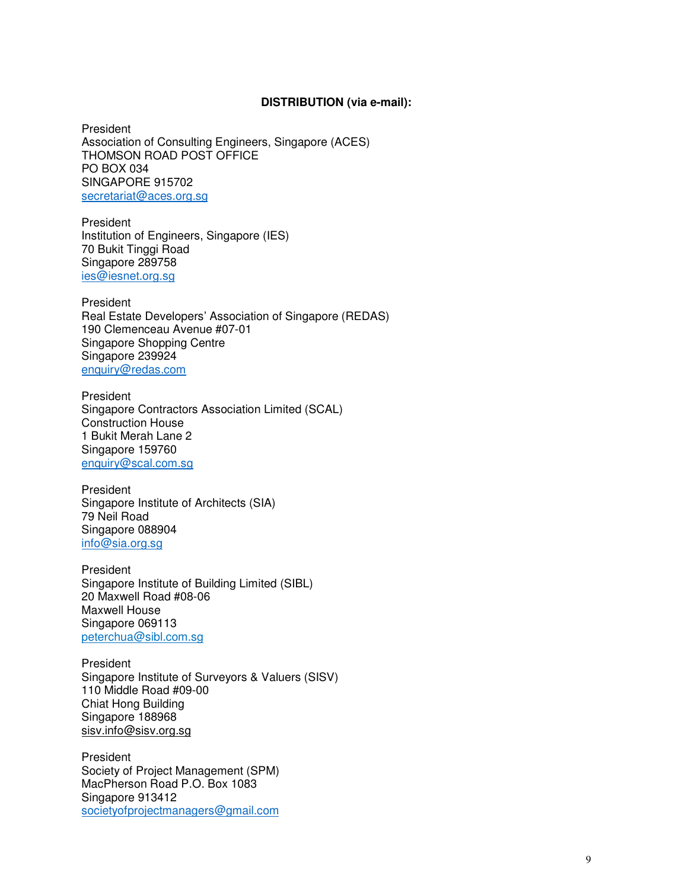**DISTRIBUTION (via e-mail):**

President
Association of Consulting Engineers, Singapore (ACES)
THOMSON ROAD POST OFFICE
PO BOX 034
SINGAPORE 915702
secretariat@aces.org.sg

President
Institution of Engineers, Singapore (IES)
70 Bukit Tinggi Road
Singapore 289758
ies@iesnet.org.sg

President
Real Estate Developers' Association of Singapore (REDAS)
190 Clemenceau Avenue #07-01
Singapore Shopping Centre
Singapore 239924
enquiry@redas.com

President
Singapore Contractors Association Limited (SCAL)
Construction House
1 Bukit Merah Lane 2
Singapore 159760
enquiry@scal.com.sg

President
Singapore Institute of Architects (SIA)
79 Neil Road
Singapore 088904
info@sia.org.sg

President
Singapore Institute of Building Limited (SIBL)
20 Maxwell Road #08-06
Maxwell House
Singapore 069113
peterchua@sibl.com.sg

President
Singapore Institute of Surveyors & Valuers (SISV)
110 Middle Road #09-00
Chiat Hong Building
Singapore 188968
sisv.info@sisv.org.sg

President
Society of Project Management (SPM)
MacPherson Road P.O. Box 1083
Singapore 913412
societyofprojectmanagers@gmail.com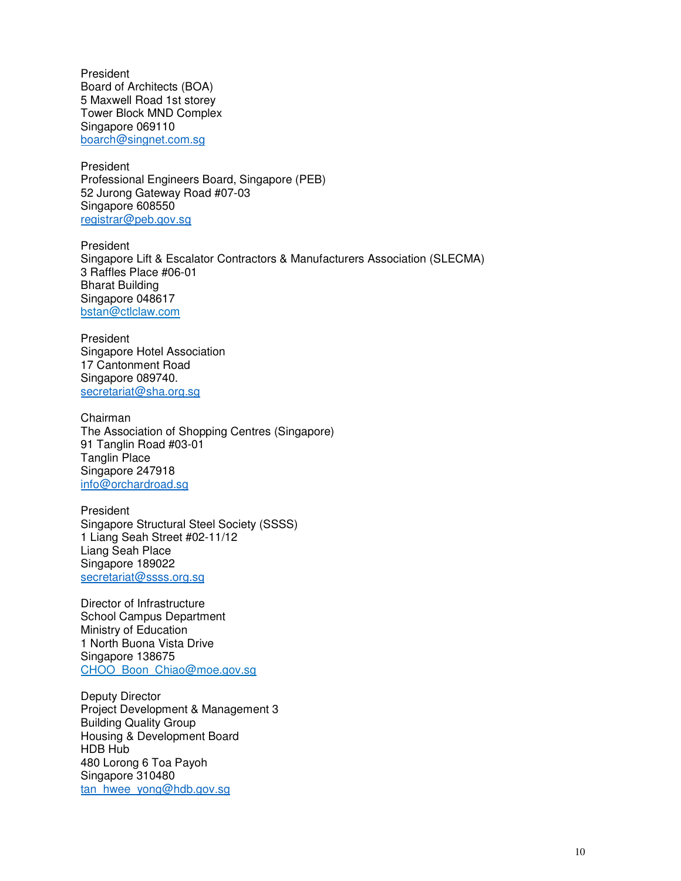President
Board of Architects (BOA)
5 Maxwell Road 1st storey
Tower Block MND Complex
Singapore 069110
boarch@singnet.com.sg

President
Professional Engineers Board, Singapore (PEB)
52 Jurong Gateway Road #07-03
Singapore 608550
registrar@peb.gov.sg

President
Singapore Lift & Escalator Contractors & Manufacturers Association (SLECMA)
3 Raffles Place #06-01
Bharat Building
Singapore 048617
bstan@ctlclaw.com

President
Singapore Hotel Association
17 Cantonment Road
Singapore 089740.
secretariat@sha.org.sg

Chairman
The Association of Shopping Centres (Singapore)
91 Tanglin Road #03-01
Tanglin Place
Singapore 247918
info@orchardroad.sg

President
Singapore Structural Steel Society (SSSS)
1 Liang Seah Street #02-11/12
Liang Seah Place
Singapore 189022
secretariat@ssss.org.sg

Director of Infrastructure
School Campus Department
Ministry of Education
1 North Buona Vista Drive
Singapore 138675
CHOO_Boon_Chiao@moe.gov.sg

Deputy Director
Project Development & Management 3
Building Quality Group
Housing & Development Board
HDB Hub
480 Lorong 6 Toa Payoh
Singapore 310480
tan_hwee_yong@hdb.gov.sg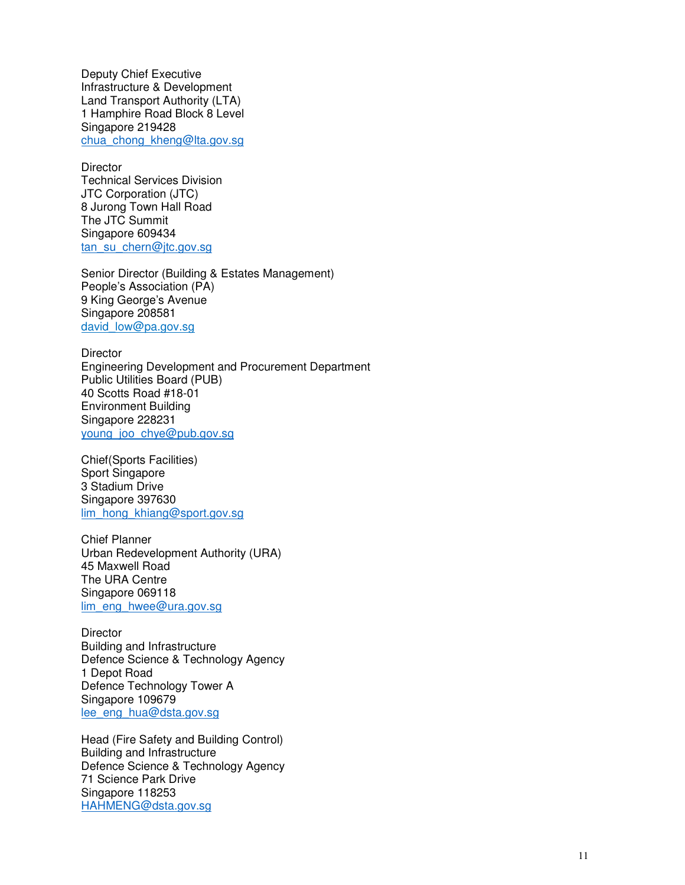Deputy Chief Executive
Infrastructure & Development
Land Transport Authority (LTA)
1 Hamphire Road Block 8 Level
Singapore 219428
chua_chong_kheng@lta.gov.sg

Director
Technical Services Division
JTC Corporation (JTC)
8 Jurong Town Hall Road
The JTC Summit
Singapore 609434
tan_su_chern@jtc.gov.sg

Senior Director (Building & Estates Management)
People's Association (PA)
9 King George's Avenue
Singapore 208581
david_low@pa.gov.sg

Director
Engineering Development and Procurement Department
Public Utilities Board (PUB)
40 Scotts Road #18-01
Environment Building
Singapore 228231
young_joo_chye@pub.gov.sg

Chief(Sports Facilities)
Sport Singapore
3 Stadium Drive
Singapore 397630
lim_hong_khiang@sport.gov.sg

Chief Planner
Urban Redevelopment Authority (URA)
45 Maxwell Road
The URA Centre
Singapore 069118
lim_eng_hwee@ura.gov.sg

Director
Building and Infrastructure
Defence Science & Technology Agency
1 Depot Road
Defence Technology Tower A
Singapore 109679
lee_eng_hua@dsta.gov.sg

Head (Fire Safety and Building Control)
Building and Infrastructure
Defence Science & Technology Agency
71 Science Park Drive
Singapore 118253
HAHMENG@dsta.gov.sg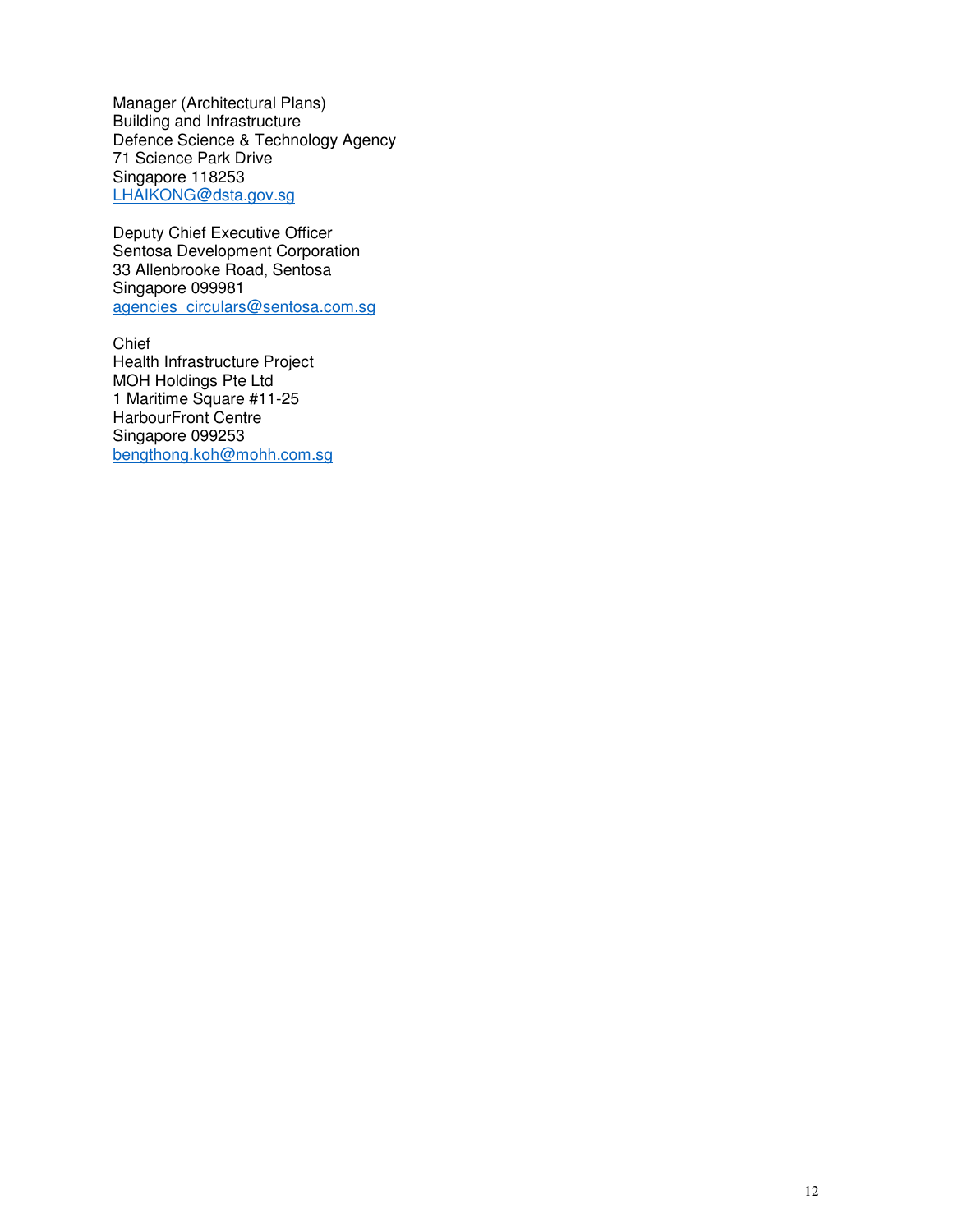Manager (Architectural Plans)
Building and Infrastructure
Defence Science & Technology Agency
71 Science Park Drive
Singapore 118253
LHAIKONG@dsta.gov.sg

Deputy Chief Executive Officer
Sentosa Development Corporation
33 Allenbrooke Road, Sentosa
Singapore 099981
agencies_circulars@sentosa.com.sg

Chief
Health Infrastructure Project
MOH Holdings Pte Ltd
1 Maritime Square #11-25
HarbourFront Centre
Singapore 099253
bengthong.koh@mohh.com.sg